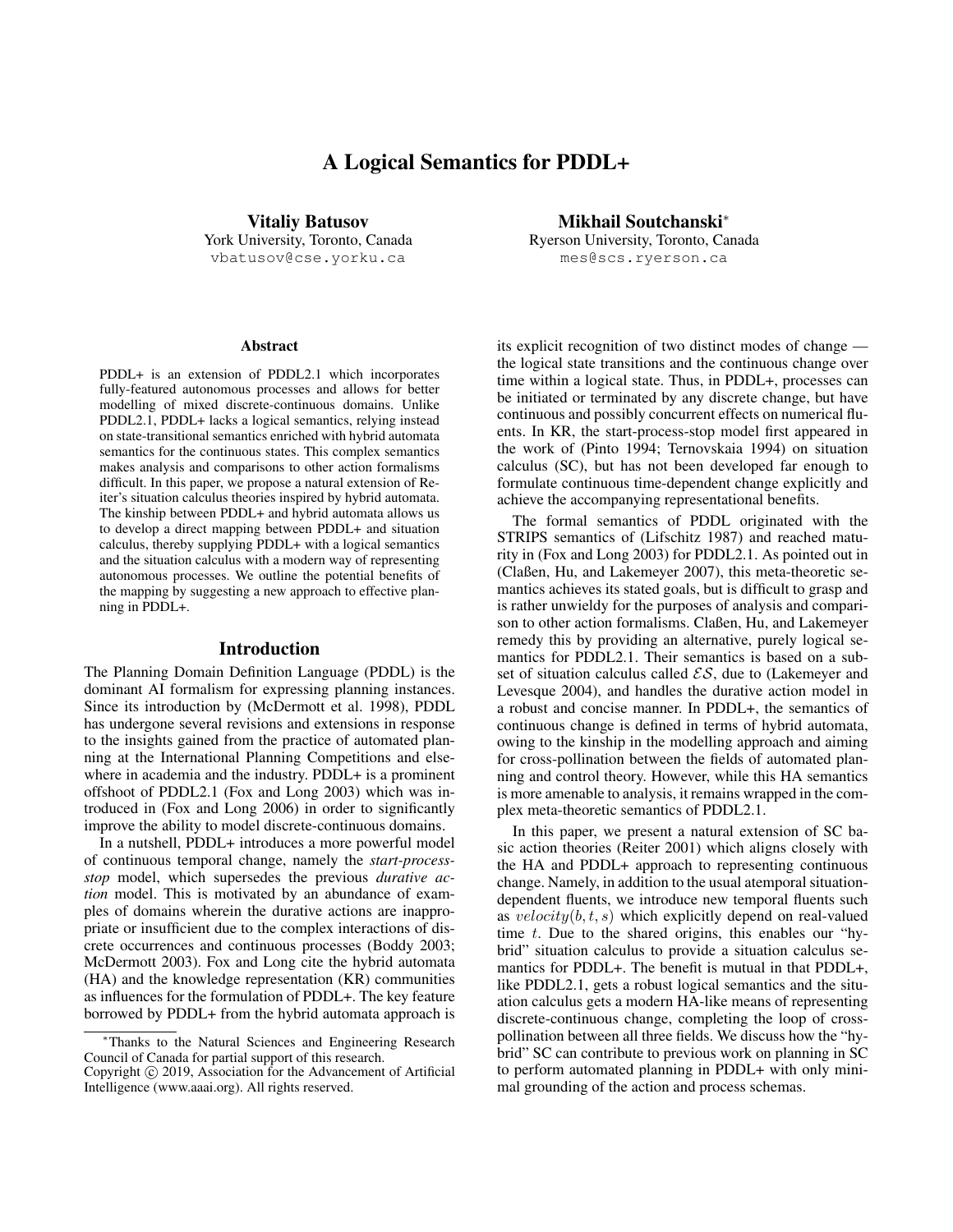# A Logical Semantics for PDDL+

**Vitaliy Batusov**
York University, Toronto, Canada
vbatusov@cse.yorku.ca

**Mikhail Soutchanski**[*]
Ryerson University, Toronto, Canada
mes@scs.ryerson.ca

## Abstract

PDDL+ is an extension of PDDL2.1 which incorporates fully-featured autonomous processes and allows for better modelling of mixed discrete-continuous domains. Unlike PDDL2.1, PDDL+ lacks a logical semantics, relying instead on state-transitional semantics enriched with hybrid automata semantics for the continuous states. This complex semantics makes analysis and comparisons to other action formalisms difficult. In this paper, we propose a natural extension of Reiter's situation calculus theories inspired by hybrid automata. The kinship between PDDL+ and hybrid automata allows us to develop a direct mapping between PDDL+ and situation calculus, thereby supplying PDDL+ with a logical semantics and the situation calculus with a modern way of representing autonomous processes. We outline the potential benefits of the mapping by suggesting a new approach to effective planning in PDDL+.

## Introduction

The Planning Domain Definition Language (PDDL) is the dominant AI formalism for expressing planning instances. Since its introduction by (McDermott et al. 1998), PDDL has undergone several revisions and extensions in response to the insights gained from the practice of automated planning at the International Planning Competitions and elsewhere in academia and the industry. PDDL+ is a prominent offshoot of PDDL2.1 (Fox and Long 2003) which was introduced in (Fox and Long 2006) in order to significantly improve the ability to model discrete-continuous domains.

In a nutshell, PDDL+ introduces a more powerful model of continuous temporal change, namely the *start-process-stop* model, which supersedes the previous *durative action* model. This is motivated by an abundance of examples of domains wherein the durative actions are inappropriate or insufficient due to the complex interactions of discrete occurrences and continuous processes (Boddy 2003; McDermott 2003). Fox and Long cite the hybrid automata (HA) and the knowledge representation (KR) communities as influences for the formulation of PDDL+. The key feature borrowed by PDDL+ from the hybrid automata approach is its explicit recognition of two distinct modes of change — the logical state transitions and the continuous change over time within a logical state. Thus, in PDDL+, processes can be initiated or terminated by any discrete change, but have continuous and possibly concurrent effects on numerical fluents. In KR, the start-process-stop model first appeared in the work of (Pinto 1994; Ternovskaia 1994) on situation calculus (SC), but has not been developed far enough to formulate continuous time-dependent change explicitly and achieve the accompanying representational benefits.

The formal semantics of PDDL originated with the STRIPS semantics of (Lifschitz 1987) and reached maturity in (Fox and Long 2003) for PDDL2.1. As pointed out in (Claßen, Hu, and Lakemeyer 2007), this meta-theoretic semantics achieves its stated goals, but is difficult to grasp and is rather unwieldy for the purposes of analysis and comparison to other action formalisms. Claßen, Hu, and Lakemeyer remedy this by providing an alternative, purely logical semantics for PDDL2.1. Their semantics is based on a subset of situation calculus called $\mathcal{ES}$, due to (Lakemeyer and Levesque 2004), and handles the durative action model in a robust and concise manner. In PDDL+, the semantics of continuous change is defined in terms of hybrid automata, owing to the kinship in the modelling approach and aiming for cross-pollination between the fields of automated planning and control theory. However, while this HA semantics is more amenable to analysis, it remains wrapped in the complex meta-theoretic semantics of PDDL2.1.

In this paper, we present a natural extension of SC basic action theories (Reiter 2001) which aligns closely with the HA and PDDL+ approach to representing continuous change. Namely, in addition to the usual atemporal situation-dependent fluents, we introduce new temporal fluents such as $velocity(b, t, s)$ which explicitly depend on real-valued time $t$. Due to the shared origins, this enables our "hybrid" situation calculus to provide a situation calculus semantics for PDDL+. The benefit is mutual in that PDDL+, like PDDL2.1, gets a robust logical semantics and the situation calculus gets a modern HA-like means of representing discrete-continuous change, completing the loop of cross-pollination between all three fields. We discuss how the "hybrid" SC can contribute to previous work on planning in SC to perform automated planning in PDDL+ with only minimal grounding of the action and process schemas.

---

[*] Thanks to the Natural Sciences and Engineering Research Council of Canada for partial support of this research.

Copyright © 2019, Association for the Advancement of Artificial Intelligence (www.aaai.org). All rights reserved.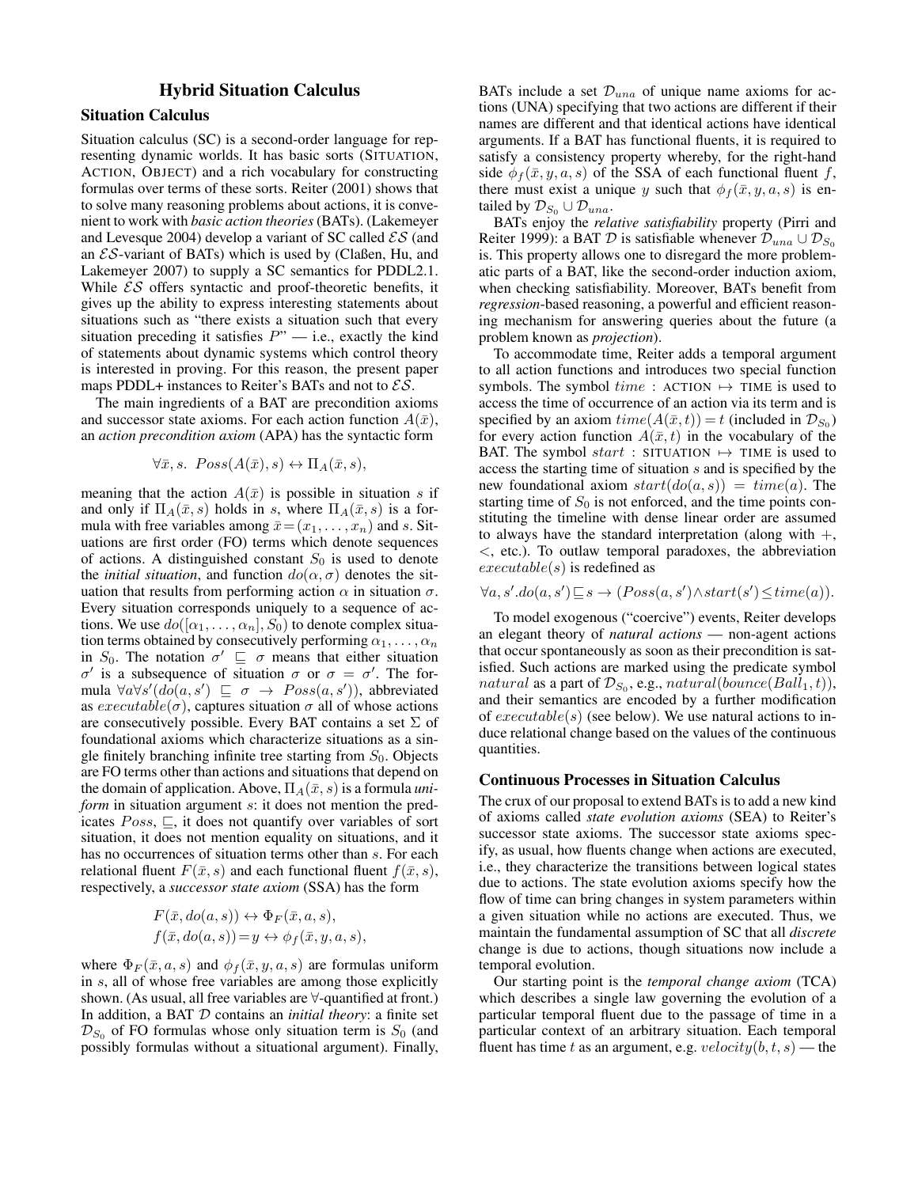## Hybrid Situation Calculus

### Situation Calculus

Situation calculus (SC) is a second-order language for representing dynamic worlds. It has basic sorts (SITUATION, ACTION, OBJECT) and a rich vocabulary for constructing formulas over terms of these sorts. Reiter (2001) shows that to solve many reasoning problems about actions, it is convenient to work with *basic action theories* (BATs). (Lakemeyer and Levesque 2004) develop a variant of SC called $\mathcal{ES}$ (and an $\mathcal{ES}$-variant of BATs) which is used by (Claßen, Hu, and Lakemeyer 2007) to supply a SC semantics for PDDL2.1. While $\mathcal{ES}$ offers syntactic and proof-theoretic benefits, it gives up the ability to express interesting statements about situations such as "there exists a situation such that every situation preceding it satisfies $P$" — i.e., exactly the kind of statements about dynamic systems which control theory is interested in proving. For this reason, the present paper maps PDDL+ instances to Reiter's BATs and not to $\mathcal{ES}$.

The main ingredients of a BAT are precondition axioms and successor state axioms. For each action function $A(\bar{x})$, an *action precondition axiom* (APA) has the syntactic form

$$\forall \bar{x}, s.\ Poss(A(\bar{x}), s) \leftrightarrow \Pi_A(\bar{x}, s),$$

meaning that the action $A(\bar{x})$ is possible in situation $s$ if and only if $\Pi_A(\bar{x}, s)$ holds in $s$, where $\Pi_A(\bar{x}, s)$ is a formula with free variables among $\bar{x} = (x_1, \ldots, x_n)$ and $s$. Situations are first order (FO) terms which denote sequences of actions. A distinguished constant $S_0$ is used to denote the *initial situation*, and function $do(\alpha, \sigma)$ denotes the situation that results from performing action $\alpha$ in situation $\sigma$. Every situation corresponds uniquely to a sequence of actions. We use $do([\alpha_1, \ldots, \alpha_n], S_0)$ to denote complex situation terms obtained by consecutively performing $\alpha_1, \ldots, \alpha_n$ in $S_0$. The notation $\sigma' \sqsubseteq \sigma$ means that either situation $\sigma'$ is a subsequence of situation $\sigma$ or $\sigma = \sigma'$. The formula $\forall a \forall s'(do(a, s') \sqsubseteq \sigma \rightarrow Poss(a, s'))$, abbreviated as $executable(\sigma)$, captures situation $\sigma$ all of whose actions are consecutively possible. Every BAT contains a set $\Sigma$ of foundational axioms which characterize situations as a single finitely branching infinite tree starting from $S_0$. Objects are FO terms other than actions and situations that depend on the domain of application. Above, $\Pi_A(\bar{x}, s)$ is a formula *uniform* in situation argument $s$: it does not mention the predicates $Poss$, $\sqsubseteq$, it does not quantify over variables of sort situation, it does not mention equality on situations, and it has no occurrences of situation terms other than $s$. For each relational fluent $F(\bar{x}, s)$ and each functional fluent $f(\bar{x}, s)$, respectively, a *successor state axiom* (SSA) has the form

$$F(\bar{x}, do(a, s)) \leftrightarrow \Phi_F(\bar{x}, a, s),$$
$$f(\bar{x}, do(a, s)) = y \leftrightarrow \phi_f(\bar{x}, y, a, s),$$

where $\Phi_F(\bar{x}, a, s)$ and $\phi_f(\bar{x}, y, a, s)$ are formulas uniform in $s$, all of whose free variables are among those explicitly shown. (As usual, all free variables are $\forall$-quantified at front.) In addition, a BAT $\mathcal{D}$ contains an *initial theory*: a finite set $\mathcal{D}_{S_0}$ of FO formulas whose only situation term is $S_0$ (and possibly formulas without a situational argument). Finally, BATs include a set $\mathcal{D}_{una}$ of unique name axioms for actions (UNA) specifying that two actions are different if their names are different and that identical actions have identical arguments. If a BAT has functional fluents, it is required to satisfy a consistency property whereby, for the right-hand side $\phi_f(\bar{x}, y, a, s)$ of the SSA of each functional fluent $f$, there must exist a unique $y$ such that $\phi_f(\bar{x}, y, a, s)$ is entailed by $\mathcal{D}_{S_0} \cup \mathcal{D}_{una}$.

BATs enjoy the *relative satisfiability* property (Pirri and Reiter 1999): a BAT $\mathcal{D}$ is satisfiable whenever $\mathcal{D}_{una} \cup \mathcal{D}_{S_0}$ is. This property allows one to disregard the more problematic parts of a BAT, like the second-order induction axiom, when checking satisfiability. Moreover, BATs benefit from *regression*-based reasoning, a powerful and efficient reasoning mechanism for answering queries about the future (a problem known as *projection*).

To accommodate time, Reiter adds a temporal argument to all action functions and introduces two special function symbols. The symbol $time$ : ACTION $\mapsto$ TIME is used to access the time of occurrence of an action via its term and is specified by an axiom $time(A(\bar{x}, t)) = t$ (included in $\mathcal{D}_{S_0}$) for every action function $A(\bar{x}, t)$ in the vocabulary of the BAT. The symbol $start$ : SITUATION $\mapsto$ TIME is used to access the starting time of situation $s$ and is specified by the new foundational axiom $start(do(a, s)) = time(a)$. The starting time of $S_0$ is not enforced, and the time points constituting the timeline with dense linear order are assumed to always have the standard interpretation (along with $+$, $<$, etc.). To outlaw temporal paradoxes, the abbreviation $executable(s)$ is redefined as

$$\forall a, s'. do(a, s') \sqsubseteq s \rightarrow (Poss(a, s') \wedge start(s') \leq time(a)).$$

To model exogenous ("coercive") events, Reiter develops an elegant theory of *natural actions* — non-agent actions that occur spontaneously as soon as their precondition is satisfied. Such actions are marked using the predicate symbol $natural$ as a part of $\mathcal{D}_{S_0}$, e.g., $natural(bounce(Ball_1, t))$, and their semantics are encoded by a further modification of $executable(s)$ (see below). We use natural actions to induce relational change based on the values of the continuous quantities.

### Continuous Processes in Situation Calculus

The crux of our proposal to extend BATs is to add a new kind of axioms called *state evolution axioms* (SEA) to Reiter's successor state axioms. The successor state axioms specify, as usual, how fluents change when actions are executed, i.e., they characterize the transitions between logical states due to actions. The state evolution axioms specify how the flow of time can bring changes in system parameters within a given situation while no actions are executed. Thus, we maintain the fundamental assumption of SC that all *discrete* change is due to actions, though situations now include a temporal evolution.

Our starting point is the *temporal change axiom* (TCA) which describes a single law governing the evolution of a particular temporal fluent due to the passage of time in a particular context of an arbitrary situation. Each temporal fluent has time $t$ as an argument, e.g. $velocity(b, t, s)$ — the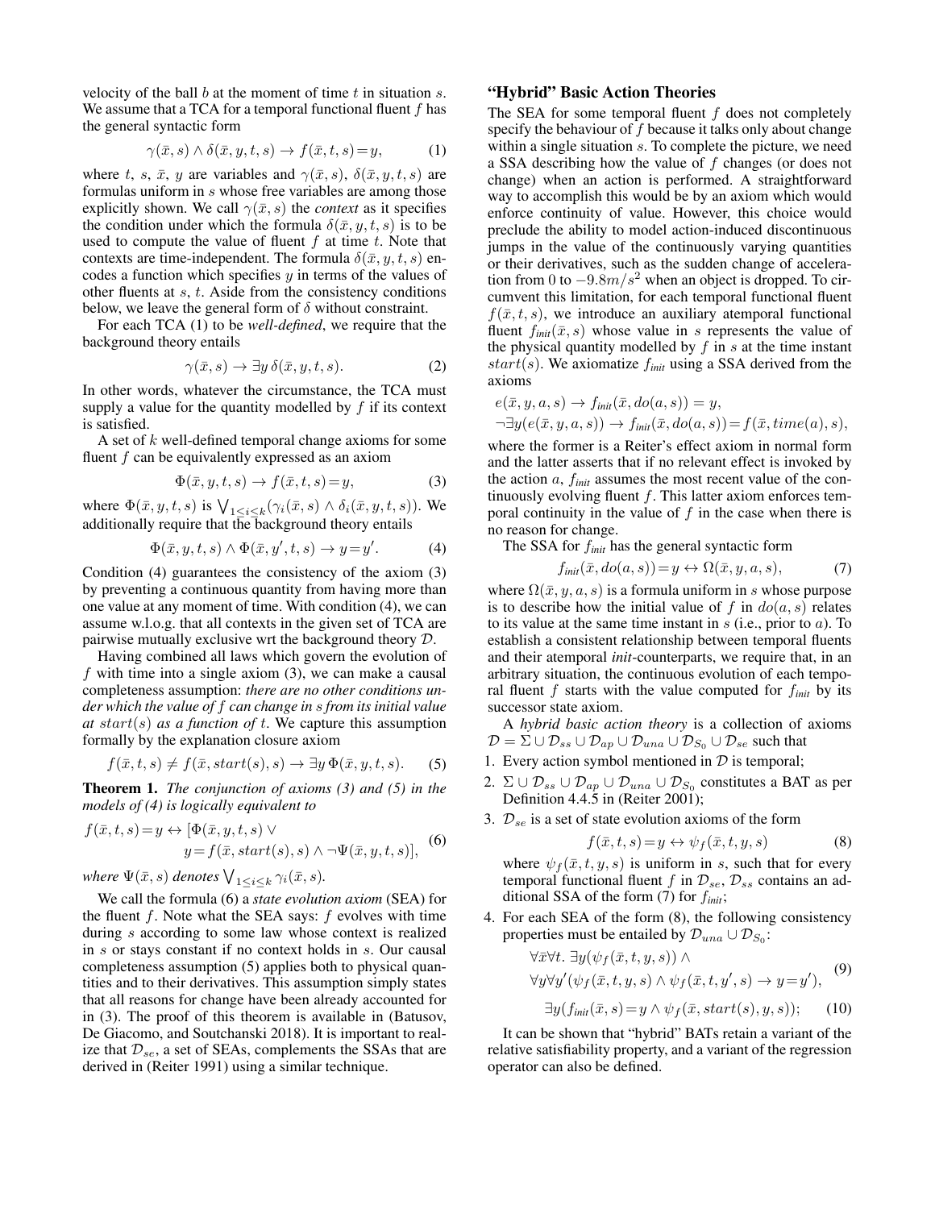velocity of the ball $b$ at the moment of time $t$ in situation $s$. We assume that a TCA for a temporal functional fluent $f$ has the general syntactic form

$$\gamma(\bar{x}, s) \wedge \delta(\bar{x}, y, t, s) \rightarrow f(\bar{x}, t, s) = y, \quad (1)$$

where $t$, $s$, $\bar{x}$, $y$ are variables and $\gamma(\bar{x}, s)$, $\delta(\bar{x}, y, t, s)$ are formulas uniform in $s$ whose free variables are among those explicitly shown. We call $\gamma(\bar{x}, s)$ the *context* as it specifies the condition under which the formula $\delta(\bar{x}, y, t, s)$ is to be used to compute the value of fluent $f$ at time $t$. Note that contexts are time-independent. The formula $\delta(\bar{x}, y, t, s)$ encodes a function which specifies $y$ in terms of the values of other fluents at $s$, $t$. Aside from the consistency conditions below, we leave the general form of $\delta$ without constraint.

For each TCA (1) to be *well-defined*, we require that the background theory entails

$$\gamma(\bar{x}, s) \rightarrow \exists y\, \delta(\bar{x}, y, t, s). \quad (2)$$

In other words, whatever the circumstance, the TCA must supply a value for the quantity modelled by $f$ if its context is satisfied.

A set of $k$ well-defined temporal change axioms for some fluent $f$ can be equivalently expressed as an axiom

$$\Phi(\bar{x}, y, t, s) \rightarrow f(\bar{x}, t, s) = y, \quad (3)$$

where $\Phi(\bar{x}, y, t, s)$ is $\bigvee_{1 \leq i \leq k}(\gamma_i(\bar{x}, s) \wedge \delta_i(\bar{x}, y, t, s))$. We additionally require that the background theory entails

$$\Phi(\bar{x}, y, t, s) \wedge \Phi(\bar{x}, y', t, s) \rightarrow y = y'. \quad (4)$$

Condition (4) guarantees the consistency of the axiom (3) by preventing a continuous quantity from having more than one value at any moment of time. With condition (4), we can assume w.l.o.g. that all contexts in the given set of TCA are pairwise mutually exclusive wrt the background theory $\mathcal{D}$.

Having combined all laws which govern the evolution of $f$ with time into a single axiom (3), we can make a causal completeness assumption: *there are no other conditions under which the value of $f$ can change in $s$ from its initial value at $start(s)$ as a function of $t$.* We capture this assumption formally by the explanation closure axiom

$$f(\bar{x}, t, s) \neq f(\bar{x}, start(s), s) \rightarrow \exists y\, \Phi(\bar{x}, y, t, s). \quad (5)$$

**Theorem 1.** *The conjunction of axioms (3) and (5) in the models of (4) is logically equivalent to*

$$f(\bar{x}, t, s) = y \leftrightarrow [\Phi(\bar{x}, y, t, s) \vee y = f(\bar{x}, start(s), s) \wedge \neg\Psi(\bar{x}, y, t, s)], \quad (6)$$

*where $\Psi(\bar{x}, s)$ denotes $\bigvee_{1 \leq i \leq k} \gamma_i(\bar{x}, s)$.*

We call the formula (6) a *state evolution axiom* (SEA) for the fluent $f$. Note what the SEA says: $f$ evolves with time during $s$ according to some law whose context is realized in $s$ or stays constant if no context holds in $s$. Our causal completeness assumption (5) applies both to physical quantities and to their derivatives. This assumption simply states that all reasons for change have been already accounted for in (3). The proof of this theorem is available in (Batusov, De Giacomo, and Soutchanski 2018). It is important to realize that $\mathcal{D}_{se}$, a set of SEAs, complements the SSAs that are derived in (Reiter 1991) using a similar technique.

## "Hybrid" Basic Action Theories

The SEA for some temporal fluent $f$ does not completely specify the behaviour of $f$ because it talks only about change within a single situation $s$. To complete the picture, we need a SSA describing how the value of $f$ changes (or does not change) when an action is performed. A straightforward way to accomplish this would be by an axiom which would enforce continuity of value. However, this choice would preclude the ability to model action-induced discontinuous jumps in the value of the continuously varying quantities or their derivatives, such as the sudden change of acceleration from 0 to $-9.8m/s^2$ when an object is dropped. To circumvent this limitation, for each temporal functional fluent $f(\bar{x}, t, s)$, we introduce an auxiliary atemporal functional fluent $f_{init}(\bar{x}, s)$ whose value in $s$ represents the value of the physical quantity modelled by $f$ in $s$ at the time instant $start(s)$. We axiomatize $f_{init}$ using a SSA derived from the axioms

$$e(\bar{x}, y, a, s) \rightarrow f_{init}(\bar{x}, do(a, s)) = y,$$
$$\neg\exists y(e(\bar{x}, y, a, s)) \rightarrow f_{init}(\bar{x}, do(a, s)) = f(\bar{x}, time(a), s),$$

where the former is a Reiter's effect axiom in normal form and the latter asserts that if no relevant effect is invoked by the action $a$, $f_{init}$ assumes the most recent value of the continuously evolving fluent $f$. This latter axiom enforces temporal continuity in the value of $f$ in the case when there is no reason for change.

The SSA for $f_{init}$ has the general syntactic form

$$f_{init}(\bar{x}, do(a, s)) = y \leftrightarrow \Omega(\bar{x}, y, a, s), \quad (7)$$

where $\Omega(\bar{x}, y, a, s)$ is a formula uniform in $s$ whose purpose is to describe how the initial value of $f$ in $do(a, s)$ relates to its value at the same time instant in $s$ (i.e., prior to $a$). To establish a consistent relationship between temporal fluents and their atemporal *init*-counterparts, we require that, in an arbitrary situation, the continuous evolution of each temporal fluent $f$ starts with the value computed for $f_{init}$ by its successor state axiom.

A *hybrid basic action theory* is a collection of axioms $\mathcal{D} = \Sigma \cup \mathcal{D}_{ss} \cup \mathcal{D}_{ap} \cup \mathcal{D}_{una} \cup \mathcal{D}_{S_0} \cup \mathcal{D}_{se}$ such that

1. Every action symbol mentioned in $\mathcal{D}$ is temporal;
2. $\Sigma \cup \mathcal{D}_{ss} \cup \mathcal{D}_{ap} \cup \mathcal{D}_{una} \cup \mathcal{D}_{S_0}$ constitutes a BAT as per Definition 4.4.5 in (Reiter 2001);
3. $\mathcal{D}_{se}$ is a set of state evolution axioms of the form
$$f(\bar{x}, t, s) = y \leftrightarrow \psi_f(\bar{x}, t, y, s) \quad (8)$$
where $\psi_f(\bar{x}, t, y, s)$ is uniform in $s$, such that for every temporal functional fluent $f$ in $\mathcal{D}_{se}$, $\mathcal{D}_{ss}$ contains an additional SSA of the form (7) for $f_{init}$;
4. For each SEA of the form (8), the following consistency properties must be entailed by $\mathcal{D}_{una} \cup \mathcal{D}_{S_0}$:
$$\forall \bar{x} \forall t.\ \exists y(\psi_f(\bar{x}, t, y, s)) \wedge \forall y \forall y'(\psi_f(\bar{x}, t, y, s) \wedge \psi_f(\bar{x}, t, y', s) \rightarrow y = y'), \quad (9)$$
$$\exists y(f_{init}(\bar{x}, s) = y \wedge \psi_f(\bar{x}, start(s), y, s)); \quad (10)$$

It can be shown that "hybrid" BATs retain a variant of the relative satisfiability property, and a variant of the regression operator can also be defined.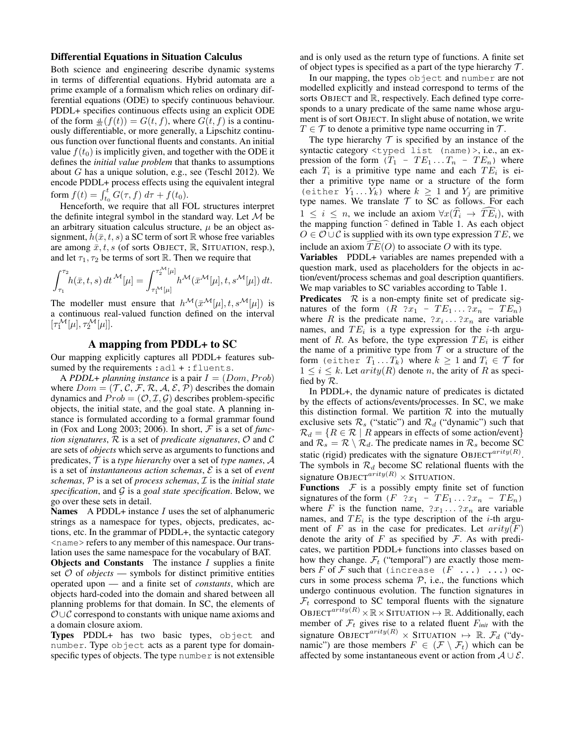### Differential Equations in Situation Calculus

Both science and engineering describe dynamic systems in terms of differential equations. Hybrid automata are a prime example of a formalism which relies on ordinary differential equations (ODE) to specify continuous behaviour. PDDL+ specifies continuous effects using an explicit ODE of the form $\frac{d}{dt}(f(t)) = G(t, f)$, where $G(t, f)$ is a continuously differentiable, or more generally, a Lipschitz continuous function over functional fluents and constants. An initial value $f(t_0)$ is implicitly given, and together with the ODE it defines the *initial value problem* that thanks to assumptions about $G$ has a unique solution, e.g., see (Teschl 2012). We encode PDDL+ process effects using the equivalent integral form $f(t) = \int_{t_0}^{t} G(\tau, f)\, d\tau + f(t_0)$.

Henceforth, we require that all FOL structures interpret the definite integral symbol in the standard way. Let $\mathcal{M}$ be an arbitrary situation calculus structure, $\mu$ be an object assignment, $h(\bar{x}, t, s)$ a SC term of sort $\mathbb{R}$ whose free variables are among $\bar{x}, t, s$ (of sorts OBJECT, $\mathbb{R}$, SITUATION, resp.), and let $\tau_1, \tau_2$ be terms of sort $\mathbb{R}$. Then we require that

$$\int_{\tau_1}^{\tau_2} h(\bar{x}, t, s)\, dt^{\mathcal{M}}[\mu] = \int_{\tau_1^{\mathcal{M}}[\mu]}^{\tau_2^{\mathcal{M}}[\mu]} h^{\mathcal{M}}(\bar{x}^{\mathcal{M}}[\mu], t, s^{\mathcal{M}}[\mu])\, dt.$$

The modeller must ensure that $h^{\mathcal{M}}(\bar{x}^{\mathcal{M}}[\mu], t, s^{\mathcal{M}}[\mu])$ is a continuous real-valued function defined on the interval $[\tau_1^{\mathcal{M}}[\mu], \tau_2^{\mathcal{M}}[\mu]]$.

## A mapping from PDDL+ to SC

Our mapping explicitly captures all PDDL+ features subsumed by the requirements `:adl + :fluents`.

A *PDDL+ planning instance* is a pair $I = (Dom, Prob)$ where $Dom = (\mathcal{T}, \mathcal{C}, \mathcal{F}, \mathcal{R}, \mathcal{A}, \mathcal{E}, \mathcal{P})$ describes the domain dynamics and $Prob = (\mathcal{O}, \mathcal{I}, \mathcal{G})$ describes problem-specific objects, the initial state, and the goal state. A planning instance is formulated according to a formal grammar found in (Fox and Long 2003; 2006). In short, $\mathcal{F}$ is a set of *function signatures*, $\mathcal{R}$ is a set of *predicate signatures*, $\mathcal{O}$ and $\mathcal{C}$ are sets of *objects* which serve as arguments to functions and predicates, $\mathcal{T}$ is a *type hierarchy* over a set of *type names*, $\mathcal{A}$ is a set of *instantaneous action schemas*, $\mathcal{E}$ is a set of *event schemas*, $\mathcal{P}$ is a set of *process schemas*, $\mathcal{I}$ is the *initial state specification*, and $\mathcal{G}$ is a *goal state specification*. Below, we go over these sets in detail.

**Names** A PDDL+ instance $I$ uses the set of alphanumeric strings as a namespace for types, objects, predicates, actions, etc. In the grammar of PDDL+, the syntactic category `<name>` refers to any member of this namespace. Our translation uses the same namespace for the vocabulary of BAT.

**Objects and Constants** The instance $I$ supplies a finite set $\mathcal{O}$ of *objects* — symbols for distinct primitive entities operated upon — and a finite set of *constants*, which are objects hard-coded into the domain and shared between all planning problems for that domain. In SC, the elements of $\mathcal{O} \cup \mathcal{C}$ correspond to constants with unique name axioms and a domain closure axiom.

**Types** PDDL+ has two basic types, `object` and `number`. Type `object` acts as a parent type for domain-specific types of objects. The type `number` is not extensible and is only used as the return type of functions. A finite set of object types is specified as a part of the type hierarchy $\mathcal{T}$.

In our mapping, the types `object` and `number` are not modelled explicitly and instead correspond to terms of the sorts OBJECT and $\mathbb{R}$, respectively. Each defined type corresponds to a unary predicate of the same name whose argument is of sort OBJECT. In slight abuse of notation, we write $T \in \mathcal{T}$ to denote a primitive type name occurring in $\mathcal{T}$.

The type hierarchy $\mathcal{T}$ is specified by an instance of the syntactic category `<typed list (name)>`, i.e., an expression of the form $(T_1$ - $TE_1 \ldots T_n$ - $TE_n)$ where each $T_i$ is a primitive type name and each $TE_i$ is either a primitive type name or a structure of the form (`either` $Y_1 \ldots Y_k$) where $k \geq 1$ and $Y_j$ are primitive type names. We translate $\mathcal{T}$ to SC as follows. For each $1 \leq i \leq n$, we include an axiom $\forall x(\widehat{T_i} \rightarrow \widehat{TE_i})$, with the mapping function $\widehat{\ }$ defined in Table 1. As each object $O \in \mathcal{O} \cup \mathcal{C}$ is supplied with its own type expression $TE$, we include an axiom $\widehat{TE}(O)$ to associate $O$ with its type.

**Variables** PDDL+ variables are names prepended with a question mark, used as placeholders for the objects in action/event/process schemas and goal description quantifiers. We map variables to SC variables according to Table 1.

**Predicates** $\mathcal{R}$ is a non-empty finite set of predicate signatures of the form $(R$ ?$x_1$ - $TE_1 \ldots$ ?$x_n$ - $TE_n)$ where $R$ is the predicate name, ?$x_i \ldots$ ?$x_n$ are variable names, and $TE_i$ is a type expression for the $i$-th argument of $R$. As before, the type expression $TE_i$ is either the name of a primitive type from $\mathcal{T}$ or a structure of the form (`either` $T_1 \ldots T_k$) where $k \geq 1$ and $T_i \in \mathcal{T}$ for $1 \leq i \leq k$. Let $arity(R)$ denote $n$, the arity of $R$ as specified by $\mathcal{R}$.

In PDDL+, the dynamic nature of predicates is dictated by the effects of actions/events/processes. In SC, we make this distinction formal. We partition $\mathcal{R}$ into the mutually exclusive sets $\mathcal{R}_s$ ("static") and $\mathcal{R}_d$ ("dynamic") such that $\mathcal{R}_d = \{R \in \mathcal{R} \mid R$ appears in effects of some action/event$\}$ and $\mathcal{R}_s = \mathcal{R} \setminus \mathcal{R}_d$. The predicate names in $\mathcal{R}_s$ become SC static (rigid) predicates with the signature OBJECT$^{arity(R)}$. The symbols in $\mathcal{R}_d$ become SC relational fluents with the signature OBJECT$^{arity(R)} \times$ SITUATION.

**Functions** $\mathcal{F}$ is a possibly empty finite set of function signatures of the form $(F$ ?$x_1$ - $TE_1 \ldots$ ?$x_n$ - $TE_n)$ where $F$ is the function name, ?$x_1 \ldots$ ?$x_n$ are variable names, and $TE_i$ is the type description of the $i$-th argument of $F$ as in the case for predicates. Let $arity(F)$ denote the arity of $F$ as specified by $\mathcal{F}$. As with predicates, we partition PDDL+ functions into classes based on how they change. $\mathcal{F}_t$ ("temporal") are exactly those members $F$ of $\mathcal{F}$ such that `(increase (F ...) ...)` occurs in some process schema $\mathcal{P}$, i.e., the functions which undergo continuous evolution. The function signatures in $\mathcal{F}_t$ correspond to SC temporal fluents with the signature OBJECT$^{arity(R)} \times \mathbb{R} \times$ SITUATION $\mapsto \mathbb{R}$. Additionally, each member of $\mathcal{F}_t$ gives rise to a related fluent $F_{init}$ with the signature OBJECT$^{arity(R)} \times$ SITUATION $\mapsto \mathbb{R}$. $\mathcal{F}_d$ ("dynamic") are those members $F \in (\mathcal{F} \setminus \mathcal{F}_t)$ which can be affected by some instantaneous event or action from $\mathcal{A} \cup \mathcal{E}$.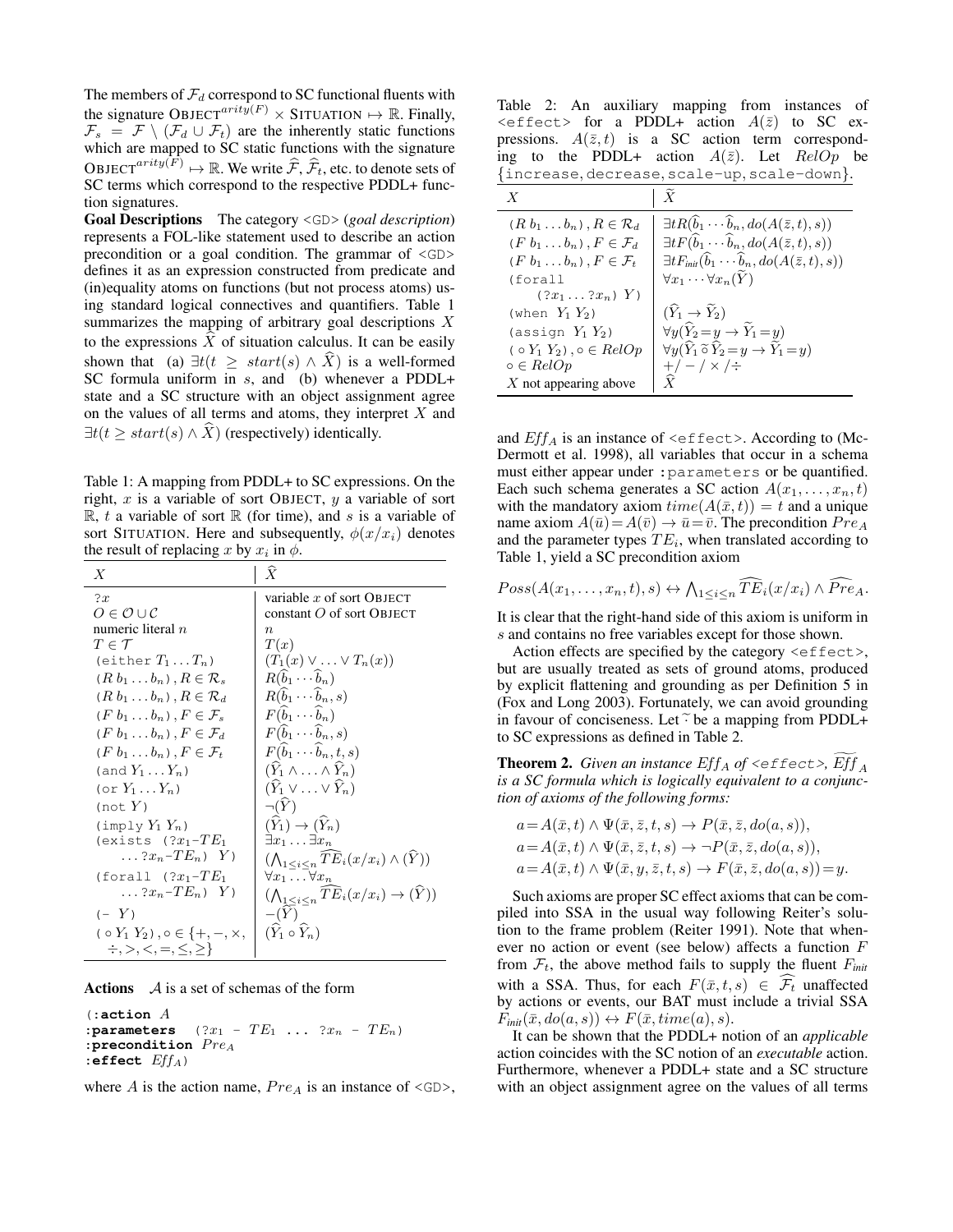The members of $\mathcal{F}_d$ correspond to SC functional fluents with the signature $\text{OBJECT}^{arity(F)} \times \text{SITUATION} \mapsto \mathbb{R}$. Finally, $\mathcal{F}_s = \mathcal{F} \setminus (\mathcal{F}_d \cup \mathcal{F}_t)$ are the inherently static functions which are mapped to SC static functions with the signature $\text{OBJECT}^{arity(F)} \mapsto \mathbb{R}$. We write $\widehat{\mathcal{F}}$, $\widehat{\mathcal{F}}_t$, etc. to denote sets of SC terms which correspond to the respective PDDL+ function signatures.

**Goal Descriptions** The category `<GD>` (*goal description*) represents a FOL-like statement used to describe an action precondition or a goal condition. The grammar of `<GD>` defines it as an expression constructed from predicate and (in)equality atoms on functions (but not process atoms) using standard logical connectives and quantifiers. Table 1 summarizes the mapping of arbitrary goal descriptions $X$ to the expressions $\widehat{X}$ of situation calculus. It can be easily shown that (a) $\exists t(t \geq start(s) \wedge \widehat{X})$ is a well-formed SC formula uniform in $s$, and (b) whenever a PDDL+ state and a SC structure with an object assignment agree on the values of all terms and atoms, they interpret $X$ and $\exists t(t \geq start(s) \wedge \widehat{X})$ (respectively) identically.

Table 1: A mapping from PDDL+ to SC expressions. On the right, $x$ is a variable of sort OBJECT, $y$ a variable of sort $\mathbb{R}$, $t$ a variable of sort $\mathbb{R}$ (for time), and $s$ is a variable of sort SITUATION. Here and subsequently, $\phi(x/x_i)$ denotes the result of replacing $x$ by $x_i$ in $\phi$.

| $X$ | $\widehat{X}$ |
|---|---|
| `?`$x$ | variable $x$ of sort OBJECT |
| $O \in \mathcal{O} \cup \mathcal{C}$ | constant $O$ of sort OBJECT |
| numeric literal $n$ | $n$ |
| $T \in \mathcal{T}$ | $T(x)$ |
| `(either` $T_1 \dots T_n$`)` | $(T_1(x) \vee \ldots \vee T_n(x))$ |
| $(R\ b_1 \dots b_n)$, $R \in \mathcal{R}_s$ | $R(\widehat{b}_1 \cdots \widehat{b}_n)$ |
| $(R\ b_1 \dots b_n)$, $R \in \mathcal{R}_d$ | $R(\widehat{b}_1 \cdots \widehat{b}_n, s)$ |
| $(F\ b_1 \dots b_n)$, $F \in \mathcal{F}_s$ | $F(\widehat{b}_1 \cdots \widehat{b}_n)$ |
| $(F\ b_1 \dots b_n)$, $F \in \mathcal{F}_d$ | $F(\widehat{b}_1 \cdots \widehat{b}_n, s)$ |
| $(F\ b_1 \dots b_n)$, $F \in \mathcal{F}_t$ | $F(\widehat{b}_1 \cdots \widehat{b}_n, t, s)$ |
| `(and` $Y_1 \dots Y_n$`)` | $(\widehat{Y}_1 \wedge \ldots \wedge \widehat{Y}_n)$ |
| `(or` $Y_1 \dots Y_n$`)` | $(\widehat{Y}_1 \vee \ldots \vee \widehat{Y}_n)$ |
| `(not` $Y$`)` | $\neg(\widehat{Y})$ |
| `(imply` $Y_1\ Y_n$`)` | $(\widehat{Y}_1) \rightarrow (\widehat{Y}_n)$ |
| `(exists (`?$x_1$–$TE_1$ … ?$x_n$–$TE_n$`)` $Y$`)` | $\exists x_1 \ldots \exists x_n (\bigwedge_{1 \leq i \leq n} \widehat{TE}_i(x/x_i) \wedge (\widehat{Y}))$ |
| `(forall (`?$x_1$–$TE_1$ … ?$x_n$–$TE_n$`)` $Y$`)` | $\forall x_1 \ldots \forall x_n (\bigwedge_{1 \leq i \leq n} \widehat{TE}_i(x/x_i) \rightarrow (\widehat{Y}))$ |
| `(-` $Y$`)` | $-(\widehat{Y})$ |
| $(\circ\, Y_1\ Y_2)$, $\circ \in \{+, -, \times, \div, >, <, =, \leq, \geq\}$ | $(\widehat{Y}_1 \circ \widehat{Y}_n)$ |

**Actions** $\mathcal{A}$ is a set of schemas of the form

```
(:action A
:parameters  (?x1 - TE1 ... ?xn - TEn)
:precondition PreA
:effect EffA)
```

where $A$ is the action name, $Pre_A$ is an instance of `<GD>`, and $Eff_A$ is an instance of `<effect>`. According to (McDermott et al. 1998), all variables that occur in a schema must either appear under `:parameters` or be quantified. Each such schema generates a SC action $A(x_1, \ldots, x_n, t)$ with the mandatory axiom $time(A(\bar{x}, t)) = t$ and a unique name axiom $A(\bar{u}) = A(\bar{v}) \rightarrow \bar{u} = \bar{v}$. The precondition $Pre_A$ and the parameter types $TE_i$, when translated according to Table 1, yield a SC precondition axiom

$$Poss(A(x_1, \ldots, x_n, t), s) \leftrightarrow \textstyle\bigwedge_{1 \leq i \leq n} \widehat{TE}_i(x/x_i) \wedge \widehat{Pre}_A.$$

It is clear that the right-hand side of this axiom is uniform in $s$ and contains no free variables except for those shown.

Action effects are specified by the category `<effect>`, but are usually treated as sets of ground atoms, produced by explicit flattening and grounding as per Definition 5 in (Fox and Long 2003). Fortunately, we can avoid grounding in favour of conciseness. Let $\widetilde{\cdot}$ be a mapping from PDDL+ to SC expressions as defined in Table 2.

Table 2: An auxiliary mapping from instances of `<effect>` for a PDDL+ action $A(\bar{z})$ to SC expressions. $A(\bar{z}, t)$ is a SC action term corresponding to the PDDL+ action $A(\bar{z})$. Let $RelOp$ be {`increase`, `decrease`, `scale-up`, `scale-down`}.

| $X$ | $\widetilde{X}$ |
|---|---|
| $(R\ b_1 \dots b_n)$, $R \in \mathcal{R}_d$ | $\exists t R(\widehat{b}_1 \cdots \widehat{b}_n, do(A(\bar{z}, t), s))$ |
| $(F\ b_1 \dots b_n)$, $F \in \mathcal{F}_d$ | $\exists t F(\widehat{b}_1 \cdots \widehat{b}_n, do(A(\bar{z}, t), s))$ |
| $(F\ b_1 \dots b_n)$, $F \in \mathcal{F}_t$ | $\exists t F_{init}(\widehat{b}_1 \cdots \widehat{b}_n, do(A(\bar{z}, t), s))$ |
| `(forall (`?$x_1 \dots$?$x_n$`)` $Y$`)` | $\forall x_1 \cdots \forall x_n (\widetilde{Y})$ |
| `(when` $Y_1\ Y_2$`)` | $(\widehat{Y}_1 \rightarrow \widetilde{Y}_2)$ |
| `(assign` $Y_1\ Y_2$`)` | $\forall y(\widehat{Y}_2 = y \rightarrow \widetilde{Y}_1 = y)$ |
| $(\circ\, Y_1\ Y_2)$, $\circ \in RelOp$ | $\forall y(\widehat{Y}_1\, \tilde{\circ}\, \widehat{Y}_2 = y \rightarrow \widetilde{Y}_1 = y)$ |
| $\circ \in RelOp$ | $+ / - / \times / \div$ |
| $X$ not appearing above | $\widehat{X}$ |

**Theorem 2.** *Given an instance $Eff_A$ of `<effect>`, $\widetilde{Eff}_A$ is a SC formula which is logically equivalent to a conjunction of axioms of the following forms:*

$$a = A(\bar{x}, t) \wedge \Psi(\bar{x}, \bar{z}, t, s) \rightarrow P(\bar{x}, \bar{z}, do(a, s)),$$
$$a = A(\bar{x}, t) \wedge \Psi(\bar{x}, \bar{z}, t, s) \rightarrow \neg P(\bar{x}, \bar{z}, do(a, s)),$$
$$a = A(\bar{x}, t) \wedge \Psi(\bar{x}, y, \bar{z}, t, s) \rightarrow F(\bar{x}, \bar{z}, do(a, s)) = y.$$

Such axioms are proper SC effect axioms that can be compiled into SSA in the usual way following Reiter's solution to the frame problem (Reiter 1991). Note that whenever no action or event (see below) affects a function $F$ from $\mathcal{F}_t$, the above method fails to supply the fluent $F_{init}$ with a SSA. Thus, for each $F(\bar{x}, t, s) \in \widehat{\mathcal{F}_t}$ unaffected by actions or events, our BAT must include a trivial SSA $F_{init}(\bar{x}, do(a, s)) \leftrightarrow F(\bar{x}, time(a), s)$.

It can be shown that the PDDL+ notion of an *applicable* action coincides with the SC notion of an *executable* action. Furthermore, whenever a PDDL+ state and a SC structure with an object assignment agree on the values of all terms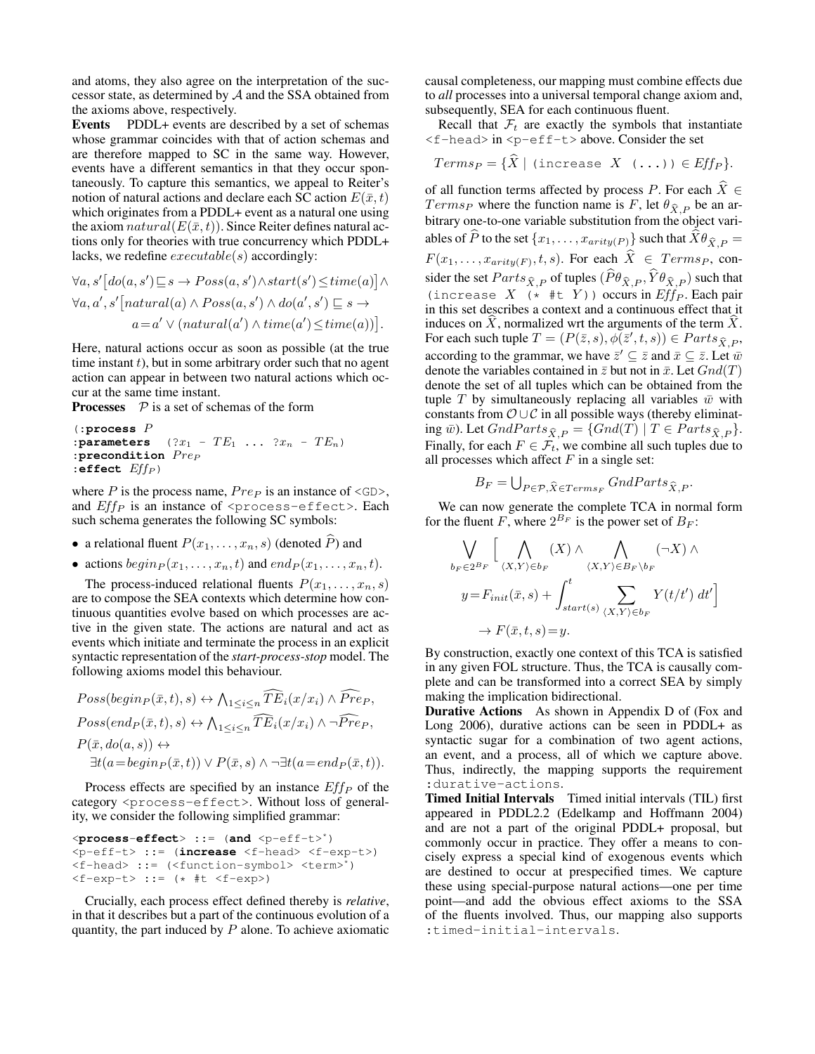and atoms, they also agree on the interpretation of the successor state, as determined by $\mathcal{A}$ and the SSA obtained from the axioms above, respectively.

**Events** PDDL+ events are described by a set of schemas whose grammar coincides with that of action schemas and are therefore mapped to SC in the same way. However, events have a different semantics in that they occur spontaneously. To capture this semantics, we appeal to Reiter's notion of natural actions and declare each SC action $E(\bar{x}, t)$ which originates from a PDDL+ event as a natural one using the axiom $natural(E(\bar{x}, t))$. Since Reiter defines natural actions only for theories with true concurrency which PDDL+ lacks, we redefine $executable(s)$ accordingly:

$$\forall a, s'\big[do(a, s') \sqsubseteq s \rightarrow Poss(a, s') \wedge start(s') \leq time(a)\big] \wedge$$
$$\forall a, a', s'\big[natural(a) \wedge Poss(a, s') \wedge do(a', s') \sqsubseteq s \rightarrow$$
$$a = a' \vee (natural(a') \wedge time(a') \leq time(a))\big].$$

Here, natural actions occur as soon as possible (at the true time instant $t$), but in some arbitrary order such that no agent action can appear in between two natural actions which occur at the same time instant.

**Processes** $\mathcal{P}$ is a set of schemas of the form

```
(:process P
:parameters  (?x1 - TE1 ... ?xn - TEn)
:precondition PreP
:effect EffP)
```

where $P$ is the process name, $Pre_P$ is an instance of `<GD>`, and $Eff_P$ is an instance of `<process-effect>`. Each such schema generates the following SC symbols:

- a relational fluent $P(x_1, \ldots, x_n, s)$ (denoted $\widehat{P}$) and
- actions $begin_P(x_1, \ldots, x_n, t)$ and $end_P(x_1, \ldots, x_n, t)$.

The process-induced relational fluents $P(x_1, \ldots, x_n, s)$ are to compose the SEA contexts which determine how continuous quantities evolve based on which processes are active in the given state. The actions are natural and act as events which initiate and terminate the process in an explicit syntactic representation of the *start-process-stop* model. The following axioms model this behaviour.

$$Poss(begin_P(\bar{x}, t), s) \leftrightarrow \textstyle\bigwedge_{1 \leq i \leq n} \widehat{TE}_i(x/x_i) \wedge \widehat{Pre}_P,$$
$$Poss(end_P(\bar{x}, t), s) \leftrightarrow \textstyle\bigwedge_{1 \leq i \leq n} \widehat{TE}_i(x/x_i) \wedge \neg\widehat{Pre}_P,$$
$$P(\bar{x}, do(a, s)) \leftrightarrow$$
$$\exists t(a = begin_P(\bar{x}, t)) \vee P(\bar{x}, s) \wedge \neg\exists t(a = end_P(\bar{x}, t)).$$

Process effects are specified by an instance $Eff_P$ of the category `<process-effect>`. Without loss of generality, we consider the following simplified grammar:

```
<process-effect> ::= (and <p-eff-t>*)
<p-eff-t> ::= (increase <f-head> <f-exp-t>)
<f-head> ::= (<function-symbol> <term>*)
<f-exp-t> ::= (* #t <f-exp>)
```

Crucially, each process effect defined thereby is *relative*, in that it describes but a part of the continuous evolution of a quantity, the part induced by $P$ alone. To achieve axiomatic causal completeness, our mapping must combine effects due to *all* processes into a universal temporal change axiom and, subsequently, SEA for each continuous fluent.

Recall that $\mathcal{F}_t$ are exactly the symbols that instantiate `<f-head>` in `<p-eff-t>` above. Consider the set

$$Terms_P = \{\widehat{X} \mid \texttt{(increase } X \texttt{ (...))} \in Eff_P\}.$$

of all function terms affected by process $P$. For each $\widehat{X} \in Terms_P$ where the function name is $F$, let $\theta_{\widehat{X},P}$ be an arbitrary one-to-one variable substitution from the object variables of $\widehat{P}$ to the set $\{x_1, \ldots, x_{arity(P)}\}$ such that $\widehat{X}\theta_{\widehat{X},P} = F(x_1, \ldots, x_{arity(F)}, t, s)$. For each $\widehat{X} \in Terms_P$, consider the set $Parts_{\widehat{X},P}$ of tuples $(\widehat{P}\theta_{\widehat{X},P}, \widehat{Y}\theta_{\widehat{X},P})$ such that `(increase` $X$ `(* #t` $Y$`))` occurs in $Eff_P$. Each pair in this set describes a context and a continuous effect that it induces on $\widehat{X}$, normalized wrt the arguments of the term $\widehat{X}$. For each such tuple $T = (P(\bar{z}, s), \phi(\bar{z}', t, s)) \in Parts_{\widehat{X},P}$, according to the grammar, we have $\bar{z}' \subseteq \bar{z}$ and $\bar{x} \subseteq \bar{z}$. Let $\bar{w}$ denote the variables contained in $\bar{z}$ but not in $\bar{x}$. Let $Gnd(T)$ denote the set of all tuples which can be obtained from the tuple $T$ by simultaneously replacing all variables $\bar{w}$ with constants from $\mathcal{O} \cup \mathcal{C}$ in all possible ways (thereby eliminating $\bar{w}$). Let $GndParts_{\widehat{X},P} = \{Gnd(T) \mid T \in Parts_{\widehat{X},P}\}$. Finally, for each $F \in \mathcal{F}_t$, we combine all such tuples due to all processes which affect $F$ in a single set:

$$B_F = \textstyle\bigcup_{P \in \mathcal{P}, \widehat{X} \in Terms_F} GndParts_{\widehat{X},P}.$$

We can now generate the complete TCA in normal form for the fluent $F$, where $2^{B_F}$ is the power set of $B_F$:

$$\bigvee_{b_F \in 2^{B_F}} \Big[ \bigwedge_{\langle X,Y \rangle \in b_F} (X) \wedge \bigwedge_{\langle X,Y \rangle \in B_F \setminus b_F} (\neg X) \wedge$$
$$y = F_{init}(\bar{x}, s) + \int_{start(s)}^{t} \sum_{\langle X,Y \rangle \in b_F} Y(t/t')\, dt' \Big]$$
$$\rightarrow F(\bar{x}, t, s) = y.$$

By construction, exactly one context of this TCA is satisfied in any given FOL structure. Thus, the TCA is causally complete and can be transformed into a correct SEA by simply making the implication bidirectional.

**Durative Actions** As shown in Appendix D of (Fox and Long 2006), durative actions can be seen in PDDL+ as syntactic sugar for a combination of two agent actions, an event, and a process, all of which we capture above. Thus, indirectly, the mapping supports the requirement `:durative-actions`.

**Timed Initial Intervals** Timed initial intervals (TIL) first appeared in PDDL2.2 (Edelkamp and Hoffmann 2004) and are not a part of the original PDDL+ proposal, but commonly occur in practice. They offer a means to concisely express a special kind of exogenous events which are destined to occur at prespecified times. We capture these using special-purpose natural actions—one per time point—and add the obvious effect axioms to the SSA of the fluents involved. Thus, our mapping also supports `:timed-initial-intervals`.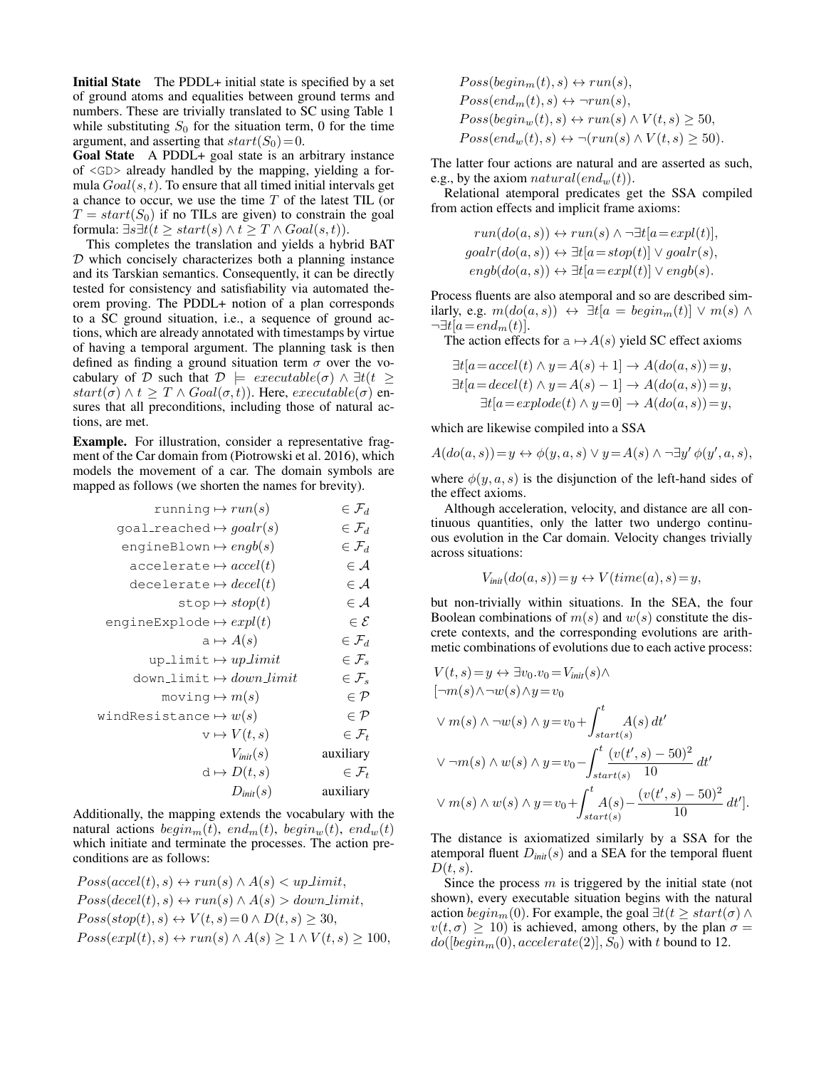**Initial State** The PDDL+ initial state is specified by a set of ground atoms and equalities between ground terms and numbers. These are trivially translated to SC using Table 1 while substituting $S_0$ for the situation term, 0 for the time argument, and asserting that $start(S_0)=0$.

**Goal State** A PDDL+ goal state is an arbitrary instance of `<GD>` already handled by the mapping, yielding a formula $Goal(s,t)$. To ensure that all timed initial intervals get a chance to occur, we use the time $T$ of the latest TIL (or $T = start(S_0)$ if no TILs are given) to constrain the goal formula: $\exists s \exists t(t \geq start(s) \wedge t \geq T \wedge Goal(s,t))$.

This completes the translation and yields a hybrid BAT $\mathcal{D}$ which concisely characterizes both a planning instance and its Tarskian semantics. Consequently, it can be directly tested for consistency and satisfiability via automated theorem proving. The PDDL+ notion of a plan corresponds to a SC ground situation, i.e., a sequence of ground actions, which are already annotated with timestamps by virtue of having a temporal argument. The planning task is then defined as finding a ground situation term $\sigma$ over the vocabulary of $\mathcal{D}$ such that $\mathcal{D} \models executable(\sigma) \wedge \exists t(t \geq start(\sigma) \wedge t \geq T \wedge Goal(\sigma, t))$. Here, $executable(\sigma)$ ensures that all preconditions, including those of natural actions, are met.

**Example.** For illustration, consider a representative fragment of the Car domain from (Piotrowski et al. 2016), which models the movement of a car. The domain symbols are mapped as follows (we shorten the names for brevity).

| | |
|---|---|
| `running` $\mapsto run(s)$ | $\in \mathcal{F}_d$ |
| `goal_reached` $\mapsto goalr(s)$ | $\in \mathcal{F}_d$ |
| `engineBlown` $\mapsto engb(s)$ | $\in \mathcal{F}_d$ |
| `accelerate` $\mapsto accel(t)$ | $\in \mathcal{A}$ |
| `decelerate` $\mapsto decel(t)$ | $\in \mathcal{A}$ |
| `stop` $\mapsto stop(t)$ | $\in \mathcal{A}$ |
| `engineExplode` $\mapsto expl(t)$ | $\in \mathcal{E}$ |
| `a` $\mapsto A(s)$ | $\in \mathcal{F}_d$ |
| `up_limit` $\mapsto up\_limit$ | $\in \mathcal{F}_s$ |
| `down_limit` $\mapsto down\_limit$ | $\in \mathcal{F}_s$ |
| `moving` $\mapsto m(s)$ | $\in \mathcal{P}$ |
| `windResistance` $\mapsto w(s)$ | $\in \mathcal{P}$ |
| `v` $\mapsto V(t,s)$ | $\in \mathcal{F}_t$ |
| $V_{init}(s)$ | auxiliary |
| `d` $\mapsto D(t,s)$ | $\in \mathcal{F}_t$ |
| $D_{init}(s)$ | auxiliary |

Additionally, the mapping extends the vocabulary with the natural actions $begin_m(t)$, $end_m(t)$, $begin_w(t)$, $end_w(t)$ which initiate and terminate the processes. The action preconditions are as follows:

$$
\begin{aligned}
&Poss(accel(t), s) \leftrightarrow run(s) \wedge A(s) < up\_limit, \\
&Poss(decel(t), s) \leftrightarrow run(s) \wedge A(s) > down\_limit, \\
&Poss(stop(t), s) \leftrightarrow V(t,s)=0 \wedge D(t,s) \geq 30, \\
&Poss(expl(t), s) \leftrightarrow run(s) \wedge A(s) \geq 1 \wedge V(t,s) \geq 100, \\
&Poss(begin_m(t), s) \leftrightarrow run(s), \\
&Poss(end_m(t), s) \leftrightarrow \neg run(s), \\
&Poss(begin_w(t), s) \leftrightarrow run(s) \wedge V(t,s) \geq 50, \\
&Poss(end_w(t), s) \leftrightarrow \neg(run(s) \wedge V(t,s) \geq 50).
\end{aligned}
$$

The latter four actions are natural and are asserted as such, e.g., by the axiom $natural(end_w(t))$.

Relational atemporal predicates get the SSA compiled from action effects and implicit frame axioms:

$$
\begin{aligned}
run(do(a,s)) &\leftrightarrow run(s) \wedge \neg\exists t[a=expl(t)], \\
goalr(do(a,s)) &\leftrightarrow \exists t[a=stop(t)] \vee goalr(s), \\
engb(do(a,s)) &\leftrightarrow \exists t[a=expl(t)] \vee engb(s).
\end{aligned}
$$

Process fluents are also atemporal and so are described similarly, e.g. $m(do(a,s)) \leftrightarrow \exists t[a = begin_m(t)] \vee m(s) \wedge \neg\exists t[a=end_m(t)]$.

The action effects for $\texttt{a} \mapsto A(s)$ yield SC effect axioms

$$
\begin{aligned}
\exists t[a=accel(t) \wedge y=A(s)+1] &\rightarrow A(do(a,s))=y, \\
\exists t[a=decel(t) \wedge y=A(s)-1] &\rightarrow A(do(a,s))=y, \\
\exists t[a=explode(t) \wedge y=0] &\rightarrow A(do(a,s))=y,
\end{aligned}
$$

which are likewise compiled into a SSA

$$
A(do(a,s))=y \leftrightarrow \phi(y,a,s) \vee y=A(s) \wedge \neg\exists y'\, \phi(y',a,s),
$$

where $\phi(y,a,s)$ is the disjunction of the left-hand sides of the effect axioms.

Although acceleration, velocity, and distance are all continuous quantities, only the latter two undergo continuous evolution in the Car domain. Velocity changes trivially across situations:

$$
V_{init}(do(a,s))=y \leftrightarrow V(time(a),s)=y,
$$

but non-trivially within situations. In the SEA, the four Boolean combinations of $m(s)$ and $w(s)$ constitute the discrete contexts, and the corresponding evolutions are arithmetic combinations of evolutions due to each active process:

$$
\begin{aligned}
&V(t,s)=y \leftrightarrow \exists v_0.v_0=V_{init}(s) \wedge \\
&[\neg m(s) \wedge \neg w(s) \wedge y=v_0 \\
&\vee\, m(s) \wedge \neg w(s) \wedge y=v_0+\int_{start(s)}^{t} A(s)\, dt' \\
&\vee\, \neg m(s) \wedge w(s) \wedge y=v_0-\int_{start(s)}^{t} \frac{(v(t',s)-50)^2}{10}\, dt' \\
&\vee\, m(s) \wedge w(s) \wedge y=v_0+\int_{start(s)}^{t} A(s)-\frac{(v(t',s)-50)^2}{10}\, dt'].
\end{aligned}
$$

The distance is axiomatized similarly by a SSA for the atemporal fluent $D_{init}(s)$ and a SEA for the temporal fluent $D(t,s)$.

Since the process $m$ is triggered by the initial state (not shown), every executable situation begins with the natural action $begin_m(0)$. For example, the goal $\exists t(t \geq start(\sigma) \wedge v(t,\sigma) \geq 10)$ is achieved, among others, by the plan $\sigma = do([begin_m(0), accelerate(2)], S_0)$ with $t$ bound to 12.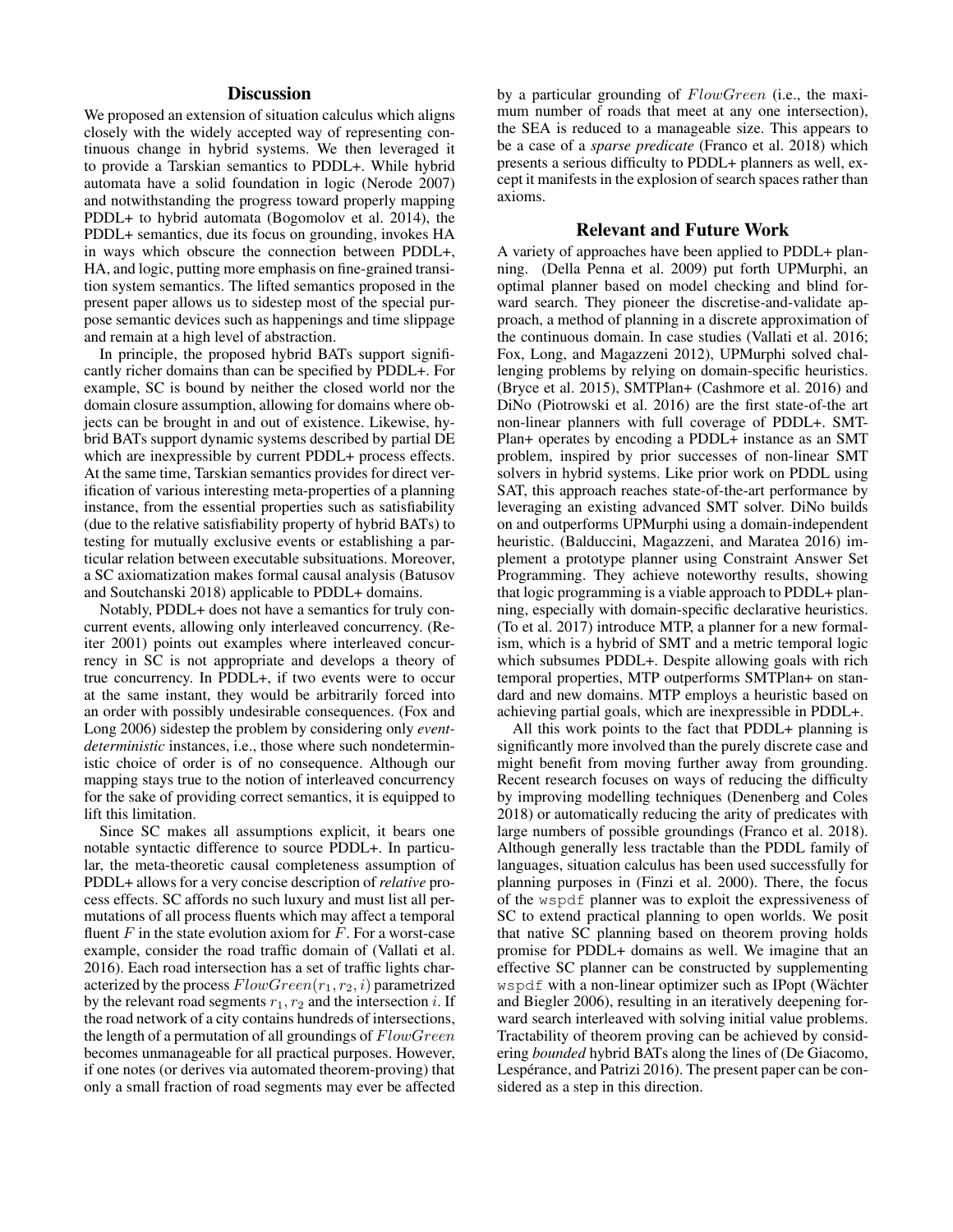## Discussion

We proposed an extension of situation calculus which aligns closely with the widely accepted way of representing continuous change in hybrid systems. We then leveraged it to provide a Tarskian semantics to PDDL+. While hybrid automata have a solid foundation in logic (Nerode 2007) and notwithstanding the progress toward properly mapping PDDL+ to hybrid automata (Bogomolov et al. 2014), the PDDL+ semantics, due its focus on grounding, invokes HA in ways which obscure the connection between PDDL+, HA, and logic, putting more emphasis on fine-grained transition system semantics. The lifted semantics proposed in the present paper allows us to sidestep most of the special purpose semantic devices such as happenings and time slippage and remain at a high level of abstraction.

In principle, the proposed hybrid BATs support significantly richer domains than can be specified by PDDL+. For example, SC is bound by neither the closed world nor the domain closure assumption, allowing for domains where objects can be brought in and out of existence. Likewise, hybrid BATs support dynamic systems described by partial DE which are inexpressible by current PDDL+ process effects. At the same time, Tarskian semantics provides for direct verification of various interesting meta-properties of a planning instance, from the essential properties such as satisfiability (due to the relative satisfiability property of hybrid BATs) to testing for mutually exclusive events or establishing a particular relation between executable subsituations. Moreover, a SC axiomatization makes formal causal analysis (Batusov and Soutchanski 2018) applicable to PDDL+ domains.

Notably, PDDL+ does not have a semantics for truly concurrent events, allowing only interleaved concurrency. (Reiter 2001) points out examples where interleaved concurrency in SC is not appropriate and develops a theory of true concurrency. In PDDL+, if two events were to occur at the same instant, they would be arbitrarily forced into an order with possibly undesirable consequences. (Fox and Long 2006) sidestep the problem by considering only *event-deterministic* instances, i.e., those where such nondeterministic choice of order is of no consequence. Although our mapping stays true to the notion of interleaved concurrency for the sake of providing correct semantics, it is equipped to lift this limitation.

Since SC makes all assumptions explicit, it bears one notable syntactic difference to source PDDL+. In particular, the meta-theoretic causal completeness assumption of PDDL+ allows for a very concise description of *relative* process effects. SC affords no such luxury and must list all permutations of all process fluents which may affect a temporal fluent $F$ in the state evolution axiom for $F$. For a worst-case example, consider the road traffic domain of (Vallati et al. 2016). Each road intersection has a set of traffic lights characterized by the process $FlowGreen(r_1, r_2, i)$ parametrized by the relevant road segments $r_1, r_2$ and the intersection $i$. If the road network of a city contains hundreds of intersections, the length of a permutation of all groundings of $FlowGreen$ becomes unmanageable for all practical purposes. However, if one notes (or derives via automated theorem-proving) that only a small fraction of road segments may ever be affected by a particular grounding of $FlowGreen$ (i.e., the maximum number of roads that meet at any one intersection), the SEA is reduced to a manageable size. This appears to be a case of a *sparse predicate* (Franco et al. 2018) which presents a serious difficulty to PDDL+ planners as well, except it manifests in the explosion of search spaces rather than axioms.

## Relevant and Future Work

A variety of approaches have been applied to PDDL+ planning. (Della Penna et al. 2009) put forth UPMurphi, an optimal planner based on model checking and blind forward search. They pioneer the discretise-and-validate approach, a method of planning in a discrete approximation of the continuous domain. In case studies (Vallati et al. 2016; Fox, Long, and Magazzeni 2012), UPMurphi solved challenging problems by relying on domain-specific heuristics. (Bryce et al. 2015), SMTPlan+ (Cashmore et al. 2016) and DiNo (Piotrowski et al. 2016) are the first state-of-the art non-linear planners with full coverage of PDDL+. SMTPlan+ operates by encoding a PDDL+ instance as an SMT problem, inspired by prior successes of non-linear SMT solvers in hybrid systems. Like prior work on PDDL using SAT, this approach reaches state-of-the-art performance by leveraging an existing advanced SMT solver. DiNo builds on and outperforms UPMurphi using a domain-independent heuristic. (Balduccini, Magazzeni, and Maratea 2016) implement a prototype planner using Constraint Answer Set Programming. They achieve noteworthy results, showing that logic programming is a viable approach to PDDL+ planning, especially with domain-specific declarative heuristics. (To et al. 2017) introduce MTP, a planner for a new formalism, which is a hybrid of SMT and a metric temporal logic which subsumes PDDL+. Despite allowing goals with rich temporal properties, MTP outperforms SMTPlan+ on standard and new domains. MTP employs a heuristic based on achieving partial goals, which are inexpressible in PDDL+.

All this work points to the fact that PDDL+ planning is significantly more involved than the purely discrete case and might benefit from moving further away from grounding. Recent research focuses on ways of reducing the difficulty by improving modelling techniques (Denenberg and Coles 2018) or automatically reducing the arity of predicates with large numbers of possible groundings (Franco et al. 2018). Although generally less tractable than the PDDL family of languages, situation calculus has been used successfully for planning purposes in (Finzi et al. 2000). There, the focus of the `wspdf` planner was to exploit the expressiveness of SC to extend practical planning to open worlds. We posit that native SC planning based on theorem proving holds promise for PDDL+ domains as well. We imagine that an effective SC planner can be constructed by supplementing `wspdf` with a non-linear optimizer such as IPopt (Wächter and Biegler 2006), resulting in an iteratively deepening forward search interleaved with solving initial value problems. Tractability of theorem proving can be achieved by considering *bounded* hybrid BATs along the lines of (De Giacomo, Lespérance, and Patrizi 2016). The present paper can be considered as a step in this direction.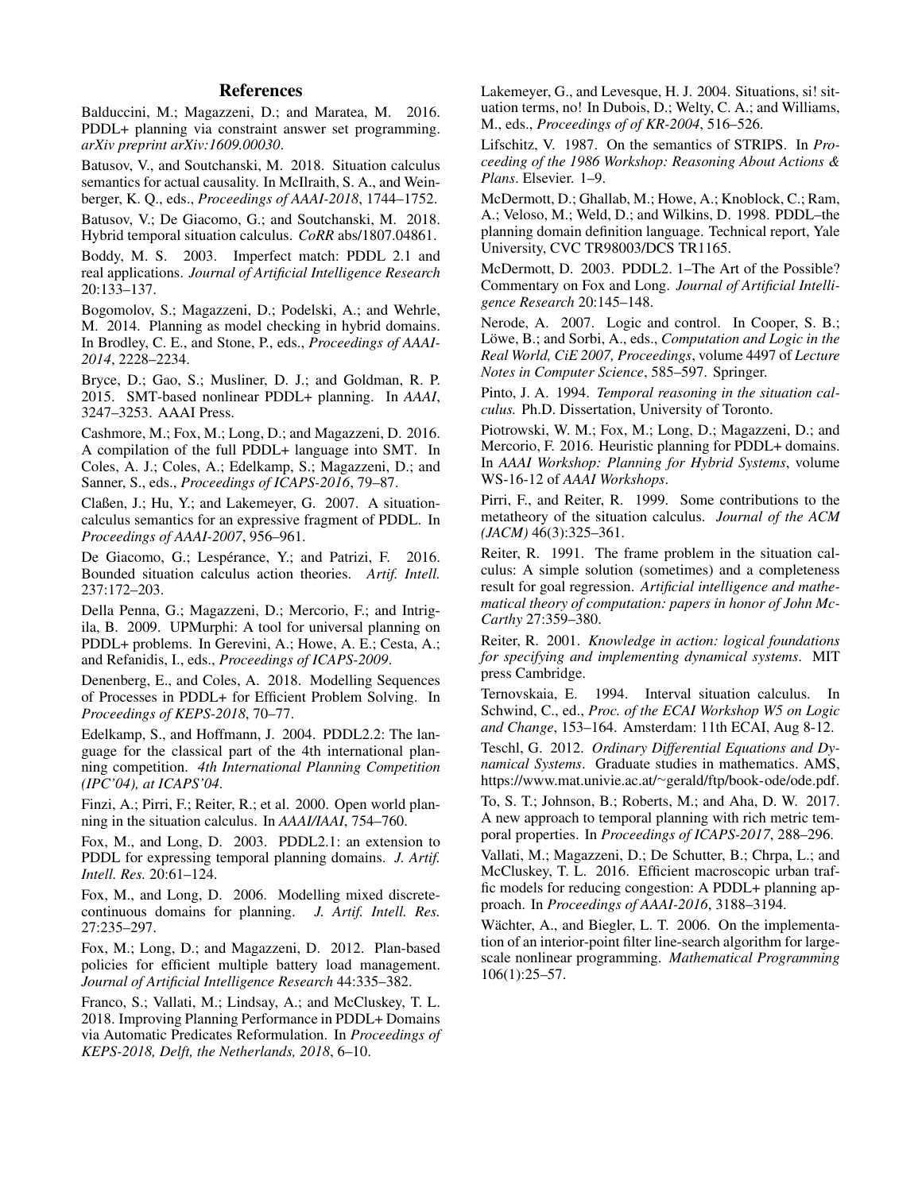## References

Balduccini, M.; Magazzeni, D.; and Maratea, M. 2016. PDDL+ planning via constraint answer set programming. *arXiv preprint arXiv:1609.00030*.

Batusov, V., and Soutchanski, M. 2018. Situation calculus semantics for actual causality. In McIlraith, S. A., and Weinberger, K. Q., eds., *Proceedings of AAAI-2018*, 1744–1752.

Batusov, V.; De Giacomo, G.; and Soutchanski, M. 2018. Hybrid temporal situation calculus. *CoRR* abs/1807.04861.

Boddy, M. S. 2003. Imperfect match: PDDL 2.1 and real applications. *Journal of Artificial Intelligence Research* 20:133–137.

Bogomolov, S.; Magazzeni, D.; Podelski, A.; and Wehrle, M. 2014. Planning as model checking in hybrid domains. In Brodley, C. E., and Stone, P., eds., *Proceedings of AAAI-2014*, 2228–2234.

Bryce, D.; Gao, S.; Musliner, D. J.; and Goldman, R. P. 2015. SMT-based nonlinear PDDL+ planning. In *AAAI*, 3247–3253. AAAI Press.

Cashmore, M.; Fox, M.; Long, D.; and Magazzeni, D. 2016. A compilation of the full PDDL+ language into SMT. In Coles, A. J.; Coles, A.; Edelkamp, S.; Magazzeni, D.; and Sanner, S., eds., *Proceedings of ICAPS-2016*, 79–87.

Claßen, J.; Hu, Y.; and Lakemeyer, G. 2007. A situation-calculus semantics for an expressive fragment of PDDL. In *Proceedings of AAAI-2007*, 956–961.

De Giacomo, G.; Lespérance, Y.; and Patrizi, F. 2016. Bounded situation calculus action theories. *Artif. Intell.* 237:172–203.

Della Penna, G.; Magazzeni, D.; Mercorio, F.; and Intrigila, B. 2009. UPMurphi: A tool for universal planning on PDDL+ problems. In Gerevini, A.; Howe, A. E.; Cesta, A.; and Refanidis, I., eds., *Proceedings of ICAPS-2009*.

Denenberg, E., and Coles, A. 2018. Modelling Sequences of Processes in PDDL+ for Efficient Problem Solving. In *Proceedings of KEPS-2018*, 70–77.

Edelkamp, S., and Hoffmann, J. 2004. PDDL2.2: The language for the classical part of the 4th international planning competition. *4th International Planning Competition (IPC'04), at ICAPS'04*.

Finzi, A.; Pirri, F.; Reiter, R.; et al. 2000. Open world planning in the situation calculus. In *AAAI/IAAI*, 754–760.

Fox, M., and Long, D. 2003. PDDL2.1: an extension to PDDL for expressing temporal planning domains. *J. Artif. Intell. Res.* 20:61–124.

Fox, M., and Long, D. 2006. Modelling mixed discrete-continuous domains for planning. *J. Artif. Intell. Res.* 27:235–297.

Fox, M.; Long, D.; and Magazzeni, D. 2012. Plan-based policies for efficient multiple battery load management. *Journal of Artificial Intelligence Research* 44:335–382.

Franco, S.; Vallati, M.; Lindsay, A.; and McCluskey, T. L. 2018. Improving Planning Performance in PDDL+ Domains via Automatic Predicates Reformulation. In *Proceedings of KEPS-2018, Delft, the Netherlands, 2018*, 6–10.

Lakemeyer, G., and Levesque, H. J. 2004. Situations, si! situation terms, no! In Dubois, D.; Welty, C. A.; and Williams, M., eds., *Proceedings of of KR-2004*, 516–526.

Lifschitz, V. 1987. On the semantics of STRIPS. In *Proceeding of the 1986 Workshop: Reasoning About Actions & Plans*. Elsevier. 1–9.

McDermott, D.; Ghallab, M.; Howe, A.; Knoblock, C.; Ram, A.; Veloso, M.; Weld, D.; and Wilkins, D. 1998. PDDL–the planning domain definition language. Technical report, Yale University, CVC TR98003/DCS TR1165.

McDermott, D. 2003. PDDL2. 1–The Art of the Possible? Commentary on Fox and Long. *Journal of Artificial Intelligence Research* 20:145–148.

Nerode, A. 2007. Logic and control. In Cooper, S. B.; Löwe, B.; and Sorbi, A., eds., *Computation and Logic in the Real World, CiE 2007, Proceedings*, volume 4497 of *Lecture Notes in Computer Science*, 585–597. Springer.

Pinto, J. A. 1994. *Temporal reasoning in the situation calculus.* Ph.D. Dissertation, University of Toronto.

Piotrowski, W. M.; Fox, M.; Long, D.; Magazzeni, D.; and Mercorio, F. 2016. Heuristic planning for PDDL+ domains. In *AAAI Workshop: Planning for Hybrid Systems*, volume WS-16-12 of *AAAI Workshops*.

Pirri, F., and Reiter, R. 1999. Some contributions to the metatheory of the situation calculus. *Journal of the ACM (JACM)* 46(3):325–361.

Reiter, R. 1991. The frame problem in the situation calculus: A simple solution (sometimes) and a completeness result for goal regression. *Artificial intelligence and mathematical theory of computation: papers in honor of John McCarthy* 27:359–380.

Reiter, R. 2001. *Knowledge in action: logical foundations for specifying and implementing dynamical systems*. MIT press Cambridge.

Ternovskaia, E. 1994. Interval situation calculus. In Schwind, C., ed., *Proc. of the ECAI Workshop W5 on Logic and Change*, 153–164. Amsterdam: 11th ECAI, Aug 8-12.

Teschl, G. 2012. *Ordinary Differential Equations and Dynamical Systems*. Graduate studies in mathematics. AMS, https://www.mat.univie.ac.at/~gerald/ftp/book-ode/ode.pdf.

To, S. T.; Johnson, B.; Roberts, M.; and Aha, D. W. 2017. A new approach to temporal planning with rich metric temporal properties. In *Proceedings of ICAPS-2017*, 288–296.

Vallati, M.; Magazzeni, D.; De Schutter, B.; Chrpa, L.; and McCluskey, T. L. 2016. Efficient macroscopic urban traffic models for reducing congestion: A PDDL+ planning approach. In *Proceedings of AAAI-2016*, 3188–3194.

Wächter, A., and Biegler, L. T. 2006. On the implementation of an interior-point filter line-search algorithm for large-scale nonlinear programming. *Mathematical Programming* 106(1):25–57.